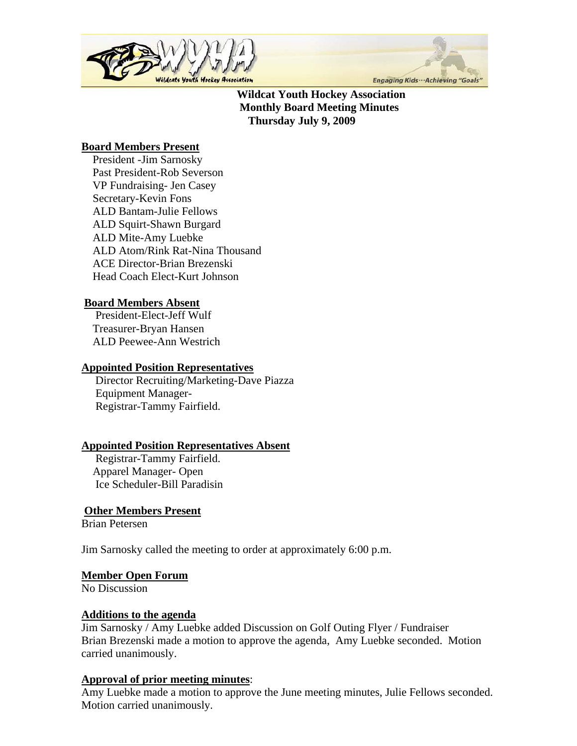**Wildcat Youth Hockey Association**
**Monthly Board Meeting Minutes**
**Thursday July 9, 2009**

**Board Members Present**

President -Jim Sarnosky
Past President-Rob Severson
VP Fundraising- Jen Casey
Secretary-Kevin Fons
ALD Bantam-Julie Fellows
ALD Squirt-Shawn Burgard
ALD Mite-Amy Luebke
ALD Atom/Rink Rat-Nina Thousand
ACE Director-Brian Brezenski
Head Coach Elect-Kurt Johnson

**Board Members Absent**

President-Elect-Jeff Wulf
Treasurer-Bryan Hansen
ALD Peewee-Ann Westrich

**Appointed Position Representatives**

Director Recruiting/Marketing-Dave Piazza
Equipment Manager-
Registrar-Tammy Fairfield.

**Appointed Position Representatives Absent**

Registrar-Tammy Fairfield.
Apparel Manager- Open
Ice Scheduler-Bill Paradisin

**Other Members Present**

Brian Petersen

Jim Sarnosky called the meeting to order at approximately 6:00 p.m.

**Member Open Forum**

No Discussion

**Additions to the agenda**

Jim Sarnosky / Amy Luebke added Discussion on Golf Outing Flyer / Fundraiser
Brian Brezenski made a motion to approve the agenda, Amy Luebke seconded. Motion carried unanimously.

**Approval of prior meeting minutes**:

Amy Luebke made a motion to approve the June meeting minutes, Julie Fellows seconded. Motion carried unanimously.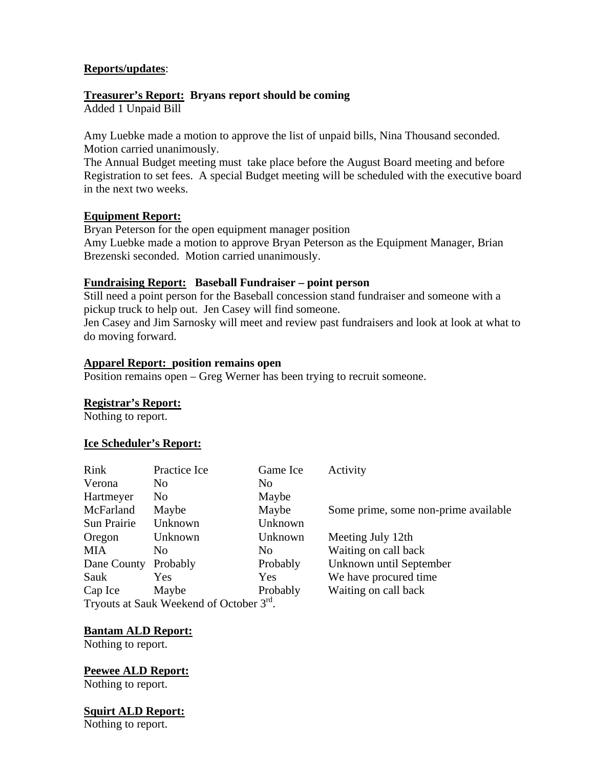**Reports/updates**:

**Treasurer's Report: Bryans report should be coming**
Added 1 Unpaid Bill

Amy Luebke made a motion to approve the list of unpaid bills, Nina Thousand seconded. Motion carried unanimously.
The Annual Budget meeting must take place before the August Board meeting and before Registration to set fees. A special Budget meeting will be scheduled with the executive board in the next two weeks.

**Equipment Report:**
Bryan Peterson for the open equipment manager position
Amy Luebke made a motion to approve Bryan Peterson as the Equipment Manager, Brian Brezenski seconded. Motion carried unanimously.

**Fundraising Report: Baseball Fundraiser – point person**
Still need a point person for the Baseball concession stand fundraiser and someone with a pickup truck to help out. Jen Casey will find someone.
Jen Casey and Jim Sarnosky will meet and review past fundraisers and look at look at what to do moving forward.

**Apparel Report: position remains open**
Position remains open – Greg Werner has been trying to recruit someone.

**Registrar's Report:**
Nothing to report.

**Ice Scheduler's Report:**

| Rink | Practice Ice | Game Ice | Activity |
|---|---|---|---|
| Verona | No | No | |
| Hartmeyer | No | Maybe | |
| McFarland | Maybe | Maybe | Some prime, some non-prime available |
| Sun Prairie | Unknown | Unknown | |
| Oregon | Unknown | Unknown | Meeting July 12th |
| MIA | No | No | Waiting on call back |
| Dane County | Probably | Probably | Unknown until September |
| Sauk | Yes | Yes | We have procured time |
| Cap Ice | Maybe | Probably | Waiting on call back |

Tryouts at Sauk Weekend of October 3rd.

**Bantam ALD Report:**
Nothing to report.

**Peewee ALD Report:**
Nothing to report.

**Squirt ALD Report:**
Nothing to report.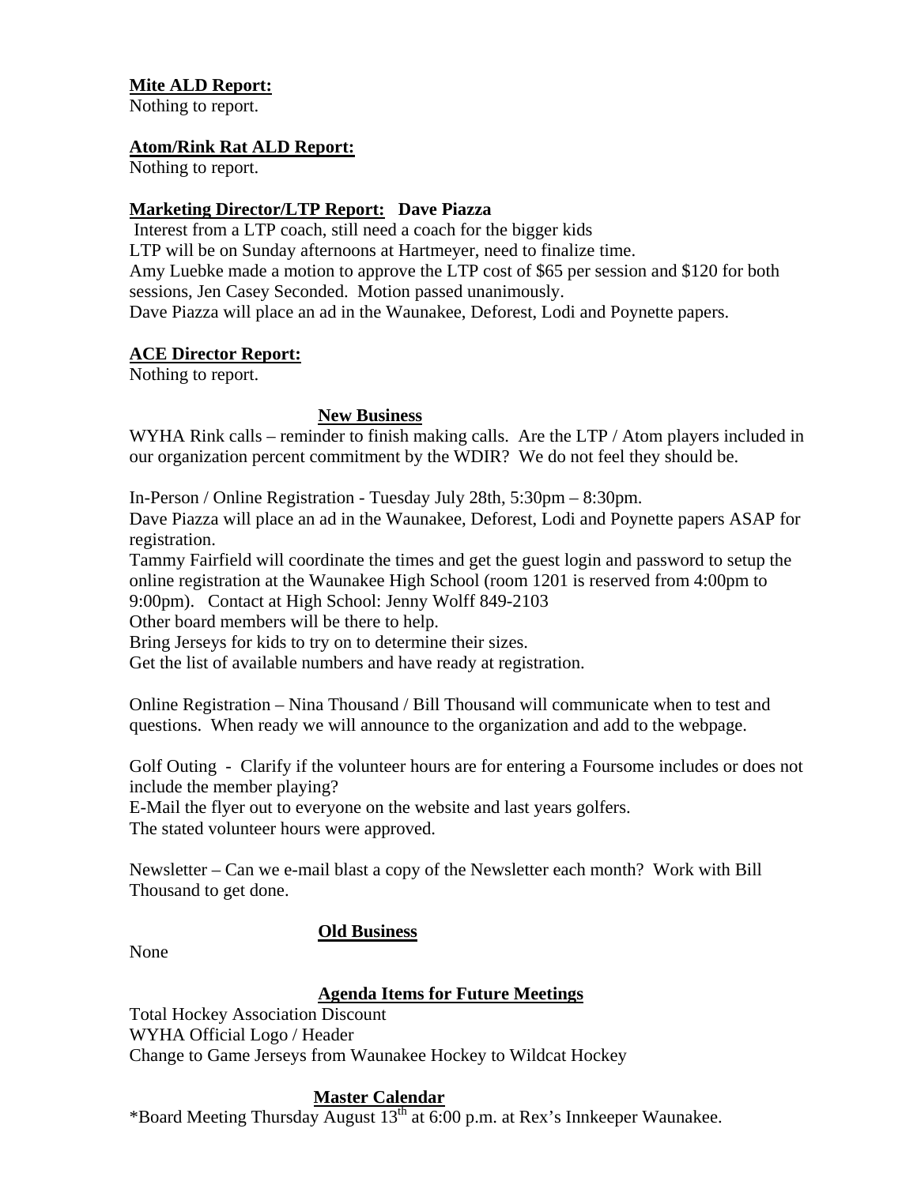**Mite ALD Report:**
Nothing to report.

**Atom/Rink Rat ALD Report:**
Nothing to report.

**Marketing Director/LTP Report: Dave Piazza**
Interest from a LTP coach, still need a coach for the bigger kids
LTP will be on Sunday afternoons at Hartmeyer, need to finalize time.
Amy Luebke made a motion to approve the LTP cost of $65 per session and $120 for both sessions, Jen Casey Seconded. Motion passed unanimously.
Dave Piazza will place an ad in the Waunakee, Deforest, Lodi and Poynette papers.

**ACE Director Report:**
Nothing to report.

## New Business

WYHA Rink calls – reminder to finish making calls. Are the LTP / Atom players included in our organization percent commitment by the WDIR? We do not feel they should be.

In-Person / Online Registration - Tuesday July 28th, 5:30pm – 8:30pm.
Dave Piazza will place an ad in the Waunakee, Deforest, Lodi and Poynette papers ASAP for registration.
Tammy Fairfield will coordinate the times and get the guest login and password to setup the online registration at the Waunakee High School (room 1201 is reserved from 4:00pm to 9:00pm). Contact at High School: Jenny Wolff 849-2103
Other board members will be there to help.
Bring Jerseys for kids to try on to determine their sizes.
Get the list of available numbers and have ready at registration.

Online Registration – Nina Thousand / Bill Thousand will communicate when to test and questions. When ready we will announce to the organization and add to the webpage.

Golf Outing - Clarify if the volunteer hours are for entering a Foursome includes or does not include the member playing?
E-Mail the flyer out to everyone on the website and last years golfers.
The stated volunteer hours were approved.

Newsletter – Can we e-mail blast a copy of the Newsletter each month? Work with Bill Thousand to get done.

## Old Business

None

## Agenda Items for Future Meetings

Total Hockey Association Discount
WYHA Official Logo / Header
Change to Game Jerseys from Waunakee Hockey to Wildcat Hockey

## Master Calendar

*Board Meeting Thursday August 13th at 6:00 p.m. at Rex's Innkeeper Waunakee.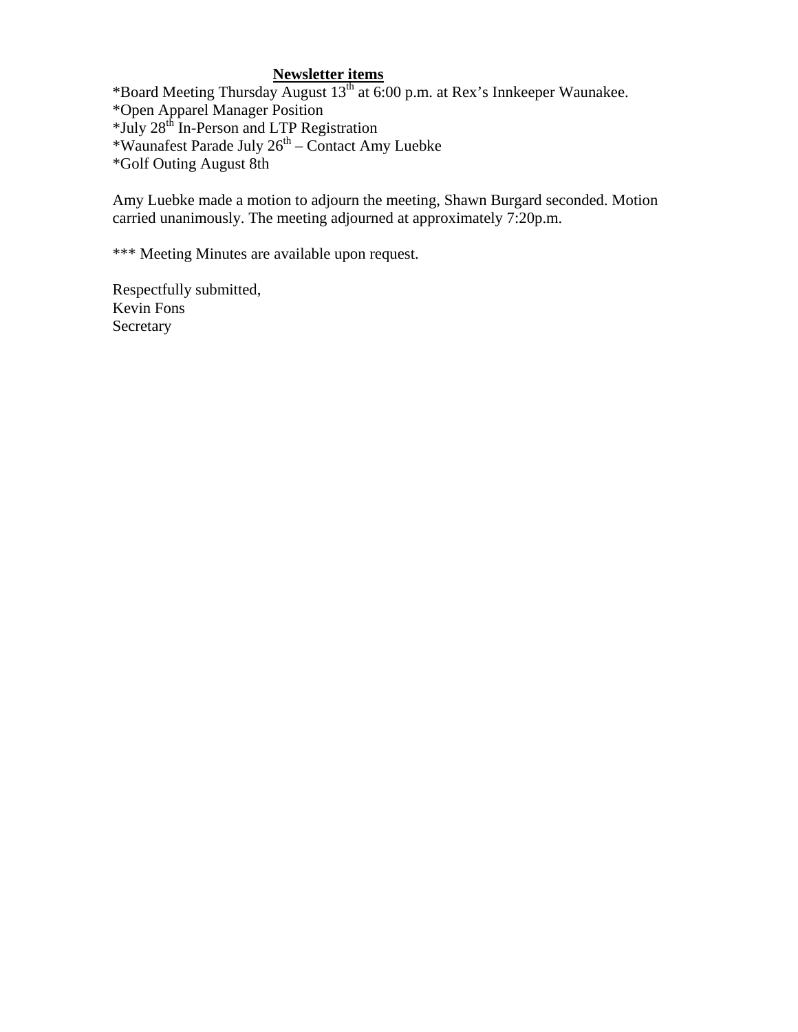**Newsletter items**

*Board Meeting Thursday August 13th at 6:00 p.m. at Rex's Innkeeper Waunakee.
*Open Apparel Manager Position
*July 28th In-Person and LTP Registration
*Waunafest Parade July 26th – Contact Amy Luebke
*Golf Outing August 8th

Amy Luebke made a motion to adjourn the meeting, Shawn Burgard seconded. Motion carried unanimously. The meeting adjourned at approximately 7:20p.m.

*** Meeting Minutes are available upon request.

Respectfully submitted,
Kevin Fons
Secretary